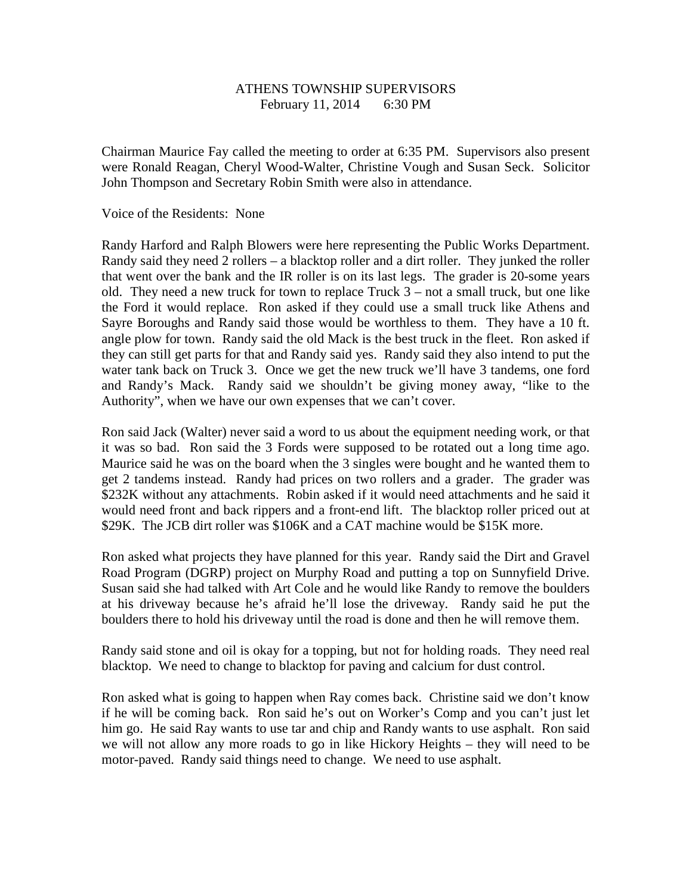# ATHENS TOWNSHIP SUPERVISORS

February 11, 2014 6:30 PM

Chairman Maurice Fay called the meeting to order at 6:35 PM. Supervisors also present were Ronald Reagan, Cheryl Wood-Walter, Christine Vough and Susan Seck. Solicitor John Thompson and Secretary Robin Smith were also in attendance.

Voice of the Residents: None

Randy Harford and Ralph Blowers were here representing the Public Works Department. Randy said they need 2 rollers – a blacktop roller and a dirt roller. They junked the roller that went over the bank and the IR roller is on its last legs. The grader is 20-some years old. They need a new truck for town to replace Truck 3 – not a small truck, but one like the Ford it would replace. Ron asked if they could use a small truck like Athens and Sayre Boroughs and Randy said those would be worthless to them. They have a 10 ft. angle plow for town. Randy said the old Mack is the best truck in the fleet. Ron asked if they can still get parts for that and Randy said yes. Randy said they also intend to put the water tank back on Truck 3. Once we get the new truck we'll have 3 tandems, one ford and Randy's Mack. Randy said we shouldn't be giving money away, "like to the Authority", when we have our own expenses that we can't cover.

Ron said Jack (Walter) never said a word to us about the equipment needing work, or that it was so bad. Ron said the 3 Fords were supposed to be rotated out a long time ago. Maurice said he was on the board when the 3 singles were bought and he wanted them to get 2 tandems instead. Randy had prices on two rollers and a grader. The grader was $232K without any attachments. Robin asked if it would need attachments and he said it would need front and back rippers and a front-end lift. The blacktop roller priced out at $29K. The JCB dirt roller was $106K and a CAT machine would be $15K more.

Ron asked what projects they have planned for this year. Randy said the Dirt and Gravel Road Program (DGRP) project on Murphy Road and putting a top on Sunnyfield Drive. Susan said she had talked with Art Cole and he would like Randy to remove the boulders at his driveway because he's afraid he'll lose the driveway. Randy said he put the boulders there to hold his driveway until the road is done and then he will remove them.

Randy said stone and oil is okay for a topping, but not for holding roads. They need real blacktop. We need to change to blacktop for paving and calcium for dust control.

Ron asked what is going to happen when Ray comes back. Christine said we don't know if he will be coming back. Ron said he's out on Worker's Comp and you can't just let him go. He said Ray wants to use tar and chip and Randy wants to use asphalt. Ron said we will not allow any more roads to go in like Hickory Heights – they will need to be motor-paved. Randy said things need to change. We need to use asphalt.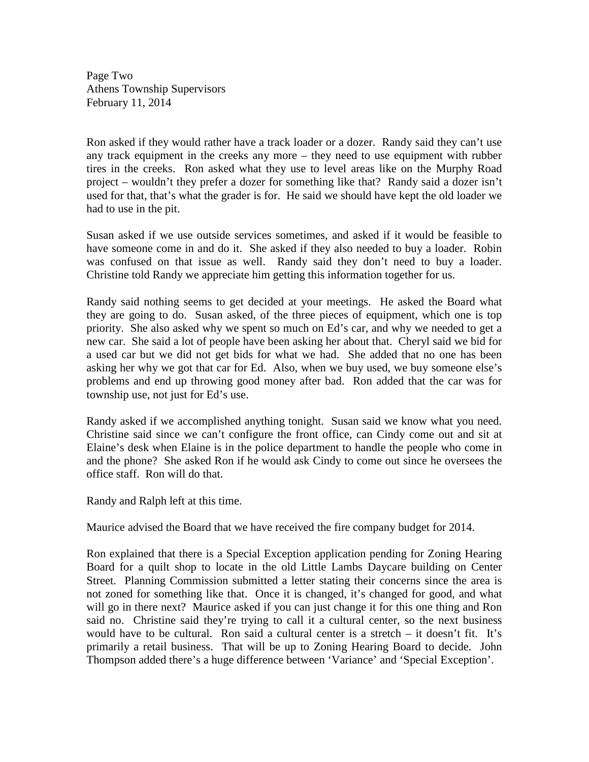Ron asked if they would rather have a track loader or a dozer. Randy said they can't use any track equipment in the creeks any more – they need to use equipment with rubber tires in the creeks. Ron asked what they use to level areas like on the Murphy Road project – wouldn't they prefer a dozer for something like that? Randy said a dozer isn't used for that, that's what the grader is for. He said we should have kept the old loader we had to use in the pit.

Susan asked if we use outside services sometimes, and asked if it would be feasible to have someone come in and do it. She asked if they also needed to buy a loader. Robin was confused on that issue as well. Randy said they don't need to buy a loader. Christine told Randy we appreciate him getting this information together for us.

Randy said nothing seems to get decided at your meetings. He asked the Board what they are going to do. Susan asked, of the three pieces of equipment, which one is top priority. She also asked why we spent so much on Ed's car, and why we needed to get a new car. She said a lot of people have been asking her about that. Cheryl said we bid for a used car but we did not get bids for what we had. She added that no one has been asking her why we got that car for Ed. Also, when we buy used, we buy someone else's problems and end up throwing good money after bad. Ron added that the car was for township use, not just for Ed's use.

Randy asked if we accomplished anything tonight. Susan said we know what you need. Christine said since we can't configure the front office, can Cindy come out and sit at Elaine's desk when Elaine is in the police department to handle the people who come in and the phone? She asked Ron if he would ask Cindy to come out since he oversees the office staff. Ron will do that.

Randy and Ralph left at this time.

Maurice advised the Board that we have received the fire company budget for 2014.

Ron explained that there is a Special Exception application pending for Zoning Hearing Board for a quilt shop to locate in the old Little Lambs Daycare building on Center Street. Planning Commission submitted a letter stating their concerns since the area is not zoned for something like that. Once it is changed, it's changed for good, and what will go in there next? Maurice asked if you can just change it for this one thing and Ron said no. Christine said they're trying to call it a cultural center, so the next business would have to be cultural. Ron said a cultural center is a stretch – it doesn't fit. It's primarily a retail business. That will be up to Zoning Hearing Board to decide. John Thompson added there's a huge difference between 'Variance' and 'Special Exception'.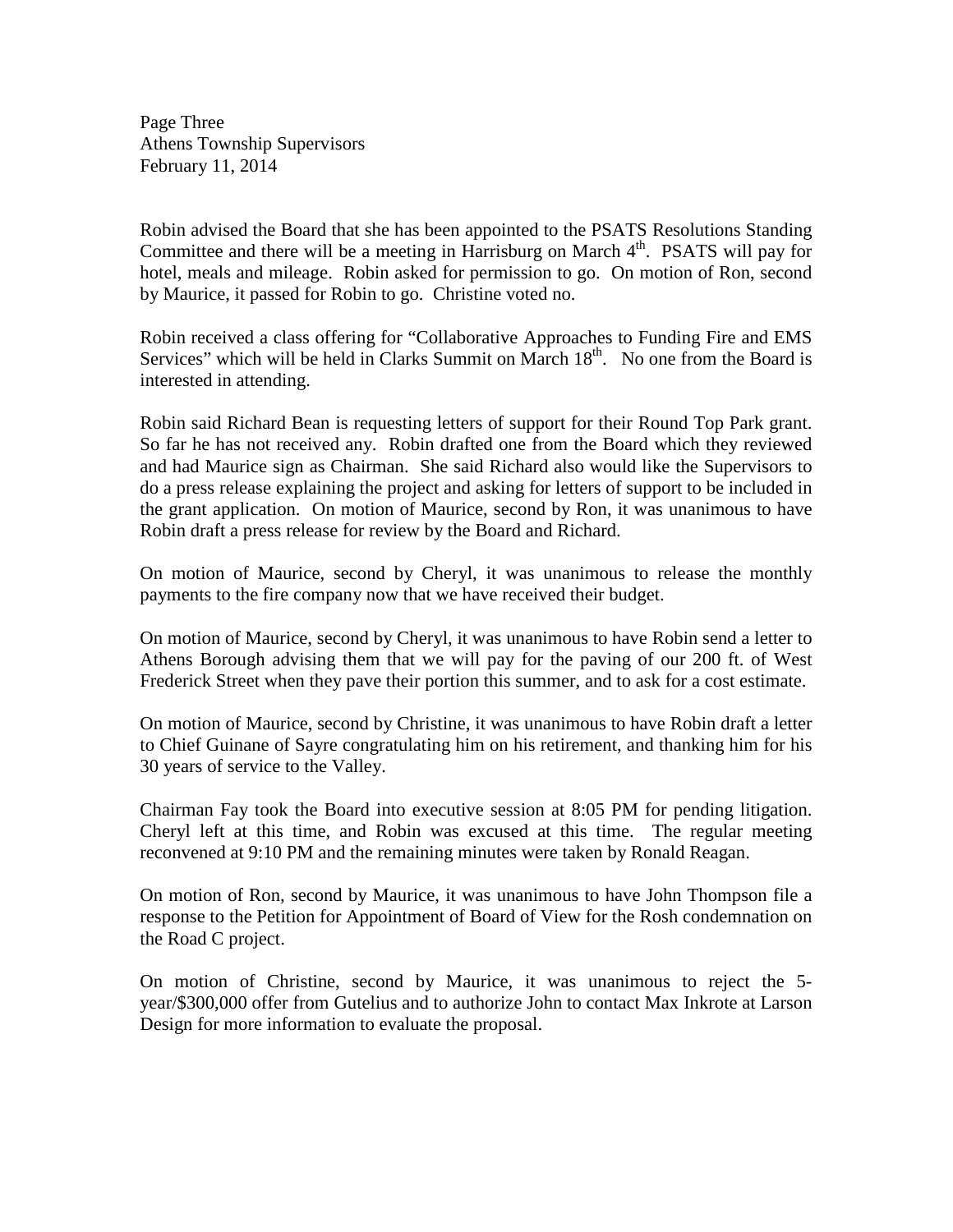Robin advised the Board that she has been appointed to the PSATS Resolutions Standing Committee and there will be a meeting in Harrisburg on March 4th. PSATS will pay for hotel, meals and mileage. Robin asked for permission to go. On motion of Ron, second by Maurice, it passed for Robin to go. Christine voted no.

Robin received a class offering for "Collaborative Approaches to Funding Fire and EMS Services" which will be held in Clarks Summit on March 18th. No one from the Board is interested in attending.

Robin said Richard Bean is requesting letters of support for their Round Top Park grant. So far he has not received any. Robin drafted one from the Board which they reviewed and had Maurice sign as Chairman. She said Richard also would like the Supervisors to do a press release explaining the project and asking for letters of support to be included in the grant application. On motion of Maurice, second by Ron, it was unanimous to have Robin draft a press release for review by the Board and Richard.

On motion of Maurice, second by Cheryl, it was unanimous to release the monthly payments to the fire company now that we have received their budget.

On motion of Maurice, second by Cheryl, it was unanimous to have Robin send a letter to Athens Borough advising them that we will pay for the paving of our 200 ft. of West Frederick Street when they pave their portion this summer, and to ask for a cost estimate.

On motion of Maurice, second by Christine, it was unanimous to have Robin draft a letter to Chief Guinane of Sayre congratulating him on his retirement, and thanking him for his 30 years of service to the Valley.

Chairman Fay took the Board into executive session at 8:05 PM for pending litigation. Cheryl left at this time, and Robin was excused at this time. The regular meeting reconvened at 9:10 PM and the remaining minutes were taken by Ronald Reagan.

On motion of Ron, second by Maurice, it was unanimous to have John Thompson file a response to the Petition for Appointment of Board of View for the Rosh condemnation on the Road C project.

On motion of Christine, second by Maurice, it was unanimous to reject the 5-year/$300,000 offer from Gutelius and to authorize John to contact Max Inkrote at Larson Design for more information to evaluate the proposal.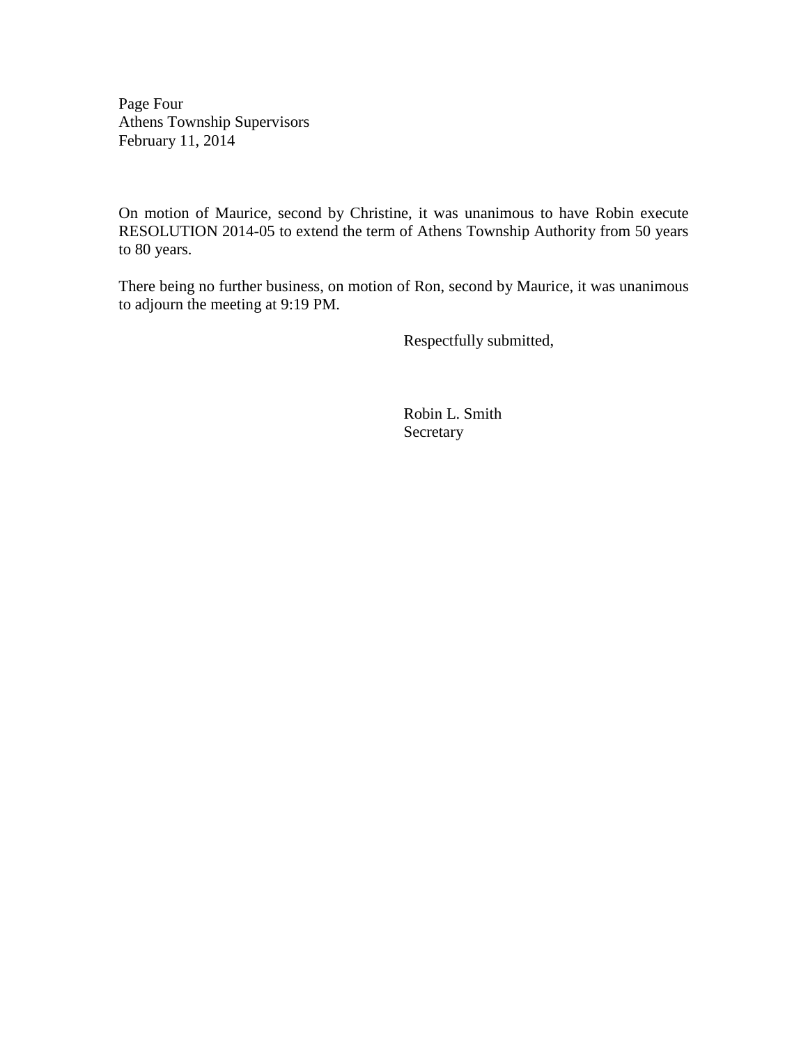On motion of Maurice, second by Christine, it was unanimous to have Robin execute RESOLUTION 2014-05 to extend the term of Athens Township Authority from 50 years to 80 years.

There being no further business, on motion of Ron, second by Maurice, it was unanimous to adjourn the meeting at 9:19 PM.

Respectfully submitted,

Robin L. Smith
Secretary